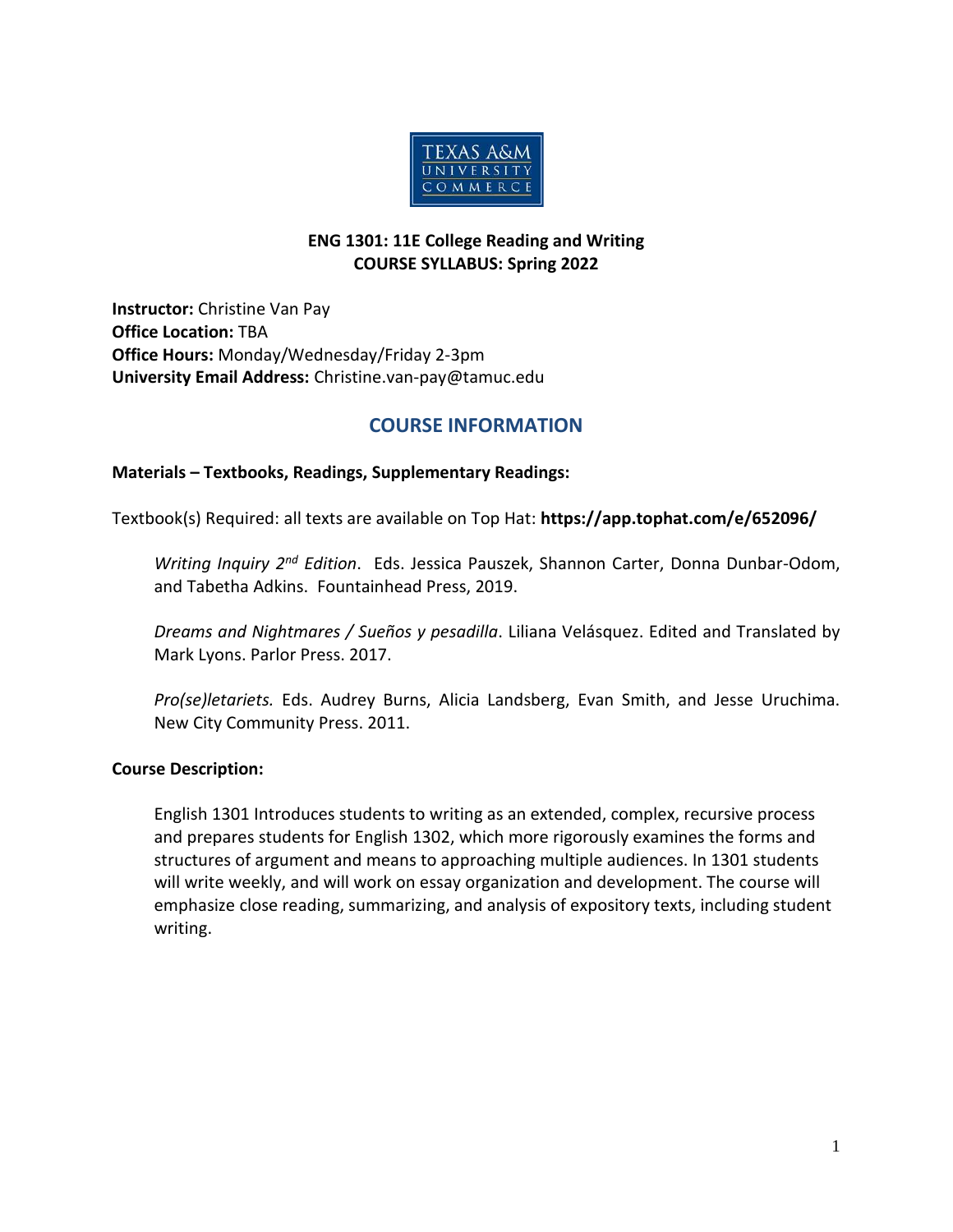**ENG 1301: 11E College Reading and Writing**
**COURSE SYLLABUS: Spring 2022**

**Instructor:** Christine Van Pay
**Office Location:** TBA
**Office Hours:** Monday/Wednesday/Friday 2-3pm
**University Email Address:** Christine.van-pay@tamuc.edu

## COURSE INFORMATION

**Materials – Textbooks, Readings, Supplementary Readings:**

Textbook(s) Required: all texts are available on Top Hat: **https://app.tophat.com/e/652096/**

*Writing Inquiry 2nd Edition*. Eds. Jessica Pauszek, Shannon Carter, Donna Dunbar-Odom, and Tabetha Adkins. Fountainhead Press, 2019.

*Dreams and Nightmares / Sueños y pesadilla*. Liliana Velásquez. Edited and Translated by Mark Lyons. Parlor Press. 2017.

*Pro(se)letariets.* Eds. Audrey Burns, Alicia Landsberg, Evan Smith, and Jesse Uruchima. New City Community Press. 2011.

**Course Description:**

English 1301 Introduces students to writing as an extended, complex, recursive process and prepares students for English 1302, which more rigorously examines the forms and structures of argument and means to approaching multiple audiences. In 1301 students will write weekly, and will work on essay organization and development. The course will emphasize close reading, summarizing, and analysis of expository texts, including student writing.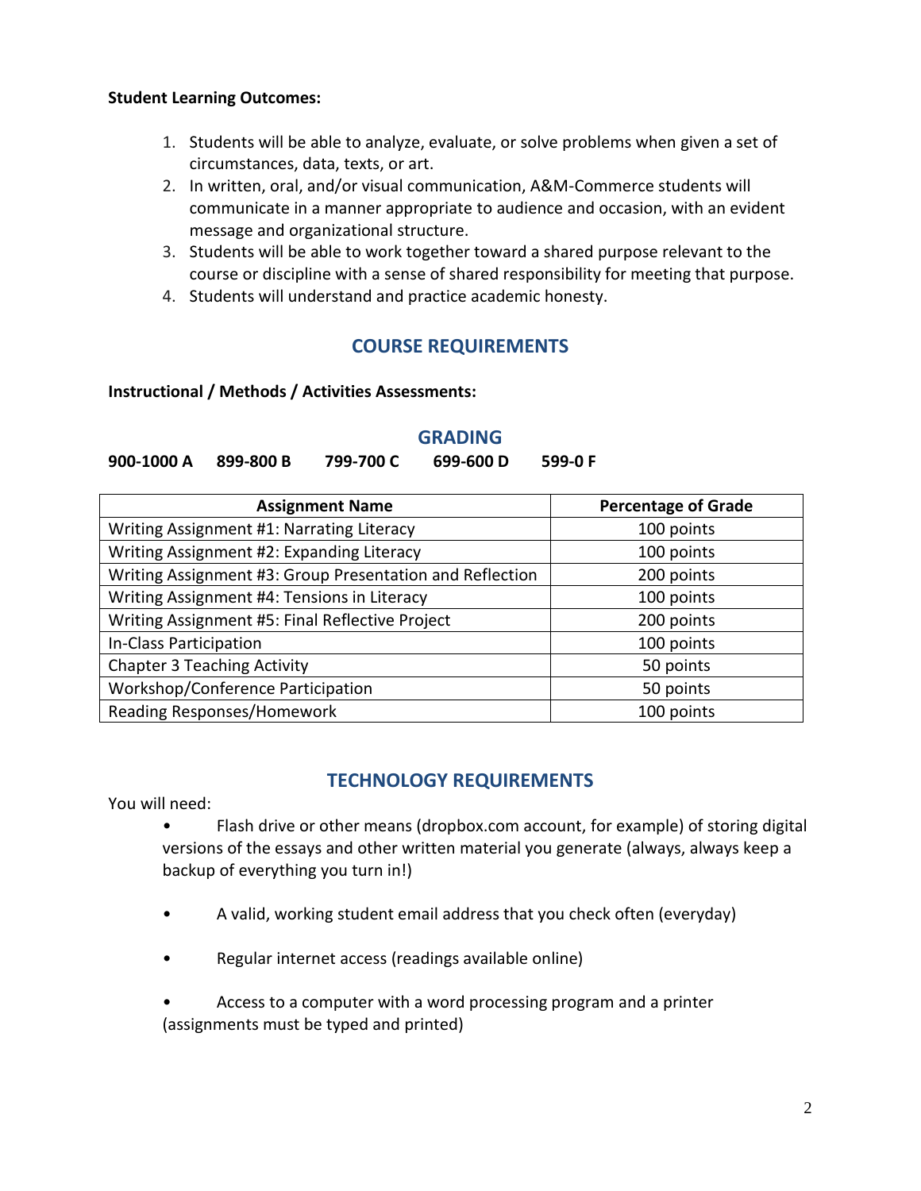**Student Learning Outcomes:**

1. Students will be able to analyze, evaluate, or solve problems when given a set of circumstances, data, texts, or art.
2. In written, oral, and/or visual communication, A&M-Commerce students will communicate in a manner appropriate to audience and occasion, with an evident message and organizational structure.
3. Students will be able to work together toward a shared purpose relevant to the course or discipline with a sense of shared responsibility for meeting that purpose.
4. Students will understand and practice academic honesty.

## COURSE REQUIREMENTS

**Instructional / Methods / Activities Assessments:**

## GRADING

**900-1000 A    899-800 B    799-700 C    699-600 D    599-0 F**

| Assignment Name | Percentage of Grade |
|---|---|
| Writing Assignment #1: Narrating Literacy | 100 points |
| Writing Assignment #2: Expanding Literacy | 100 points |
| Writing Assignment #3: Group Presentation and Reflection | 200 points |
| Writing Assignment #4: Tensions in Literacy | 100 points |
| Writing Assignment #5: Final Reflective Project | 200 points |
| In-Class Participation | 100 points |
| Chapter 3 Teaching Activity | 50 points |
| Workshop/Conference Participation | 50 points |
| Reading Responses/Homework | 100 points |

## TECHNOLOGY REQUIREMENTS

You will need:

- Flash drive or other means (dropbox.com account, for example) of storing digital versions of the essays and other written material you generate (always, always keep a backup of everything you turn in!)
- A valid, working student email address that you check often (everyday)
- Regular internet access (readings available online)
- Access to a computer with a word processing program and a printer (assignments must be typed and printed)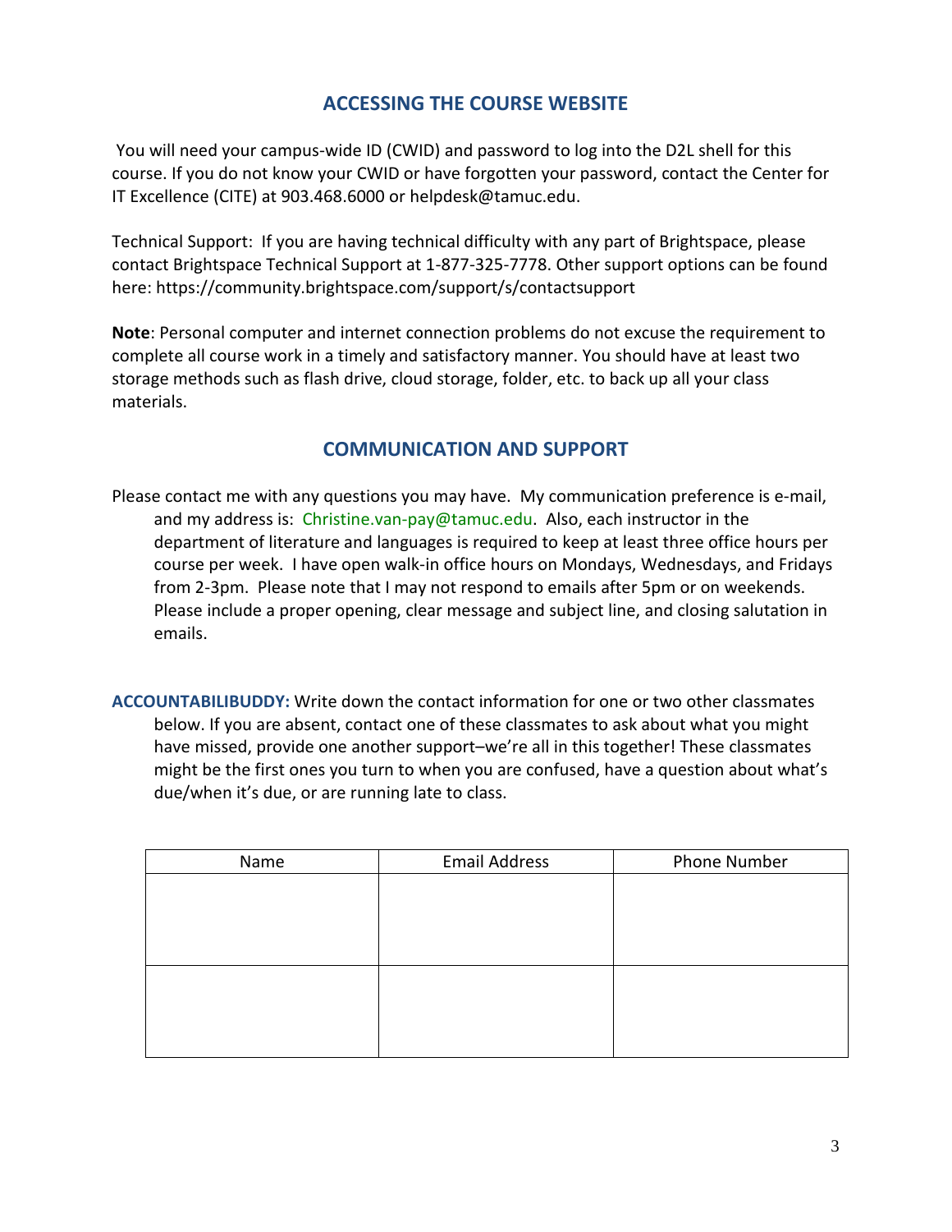## ACCESSING THE COURSE WEBSITE

You will need your campus-wide ID (CWID) and password to log into the D2L shell for this course. If you do not know your CWID or have forgotten your password, contact the Center for IT Excellence (CITE) at 903.468.6000 or helpdesk@tamuc.edu.

Technical Support: If you are having technical difficulty with any part of Brightspace, please contact Brightspace Technical Support at 1-877-325-7778. Other support options can be found here: https://community.brightspace.com/support/s/contactsupport

**Note**: Personal computer and internet connection problems do not excuse the requirement to complete all course work in a timely and satisfactory manner. You should have at least two storage methods such as flash drive, cloud storage, folder, etc. to back up all your class materials.

## COMMUNICATION AND SUPPORT

Please contact me with any questions you may have. My communication preference is e-mail, and my address is: Christine.van-pay@tamuc.edu. Also, each instructor in the department of literature and languages is required to keep at least three office hours per course per week. I have open walk-in office hours on Mondays, Wednesdays, and Fridays from 2-3pm. Please note that I may not respond to emails after 5pm or on weekends. Please include a proper opening, clear message and subject line, and closing salutation in emails.

**ACCOUNTABILIBUDDY:** Write down the contact information for one or two other classmates below. If you are absent, contact one of these classmates to ask about what you might have missed, provide one another support–we're all in this together! These classmates might be the first ones you turn to when you are confused, have a question about what's due/when it's due, or are running late to class.

| Name | Email Address | Phone Number |
|---|---|---|
| | | |
| | | |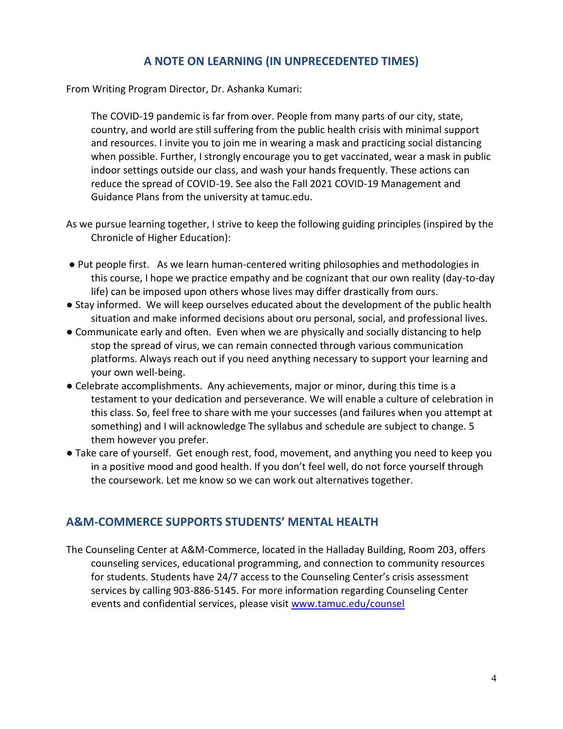## A NOTE ON LEARNING (IN UNPRECEDENTED TIMES)

From Writing Program Director, Dr. Ashanka Kumari:

> The COVID-19 pandemic is far from over. People from many parts of our city, state, country, and world are still suffering from the public health crisis with minimal support and resources. I invite you to join me in wearing a mask and practicing social distancing when possible. Further, I strongly encourage you to get vaccinated, wear a mask in public indoor settings outside our class, and wash your hands frequently. These actions can reduce the spread of COVID-19. See also the Fall 2021 COVID-19 Management and Guidance Plans from the university at tamuc.edu.

As we pursue learning together, I strive to keep the following guiding principles (inspired by the Chronicle of Higher Education):

- Put people first. As we learn human-centered writing philosophies and methodologies in this course, I hope we practice empathy and be cognizant that our own reality (day-to-day life) can be imposed upon others whose lives may differ drastically from ours.
- Stay informed. We will keep ourselves educated about the development of the public health situation and make informed decisions about oru personal, social, and professional lives.
- Communicate early and often. Even when we are physically and socially distancing to help stop the spread of virus, we can remain connected through various communication platforms. Always reach out if you need anything necessary to support your learning and your own well-being.
- Celebrate accomplishments. Any achievements, major or minor, during this time is a testament to your dedication and perseverance. We will enable a culture of celebration in this class. So, feel free to share with me your successes (and failures when you attempt at something) and I will acknowledge The syllabus and schedule are subject to change. 5 them however you prefer.
- Take care of yourself. Get enough rest, food, movement, and anything you need to keep you in a positive mood and good health. If you don't feel well, do not force yourself through the coursework. Let me know so we can work out alternatives together.

## A&M-COMMERCE SUPPORTS STUDENTS' MENTAL HEALTH

The Counseling Center at A&M-Commerce, located in the Halladay Building, Room 203, offers counseling services, educational programming, and connection to community resources for students. Students have 24/7 access to the Counseling Center's crisis assessment services by calling 903-886-5145. For more information regarding Counseling Center events and confidential services, please visit [www.tamuc.edu/counsel](www.tamuc.edu/counsel)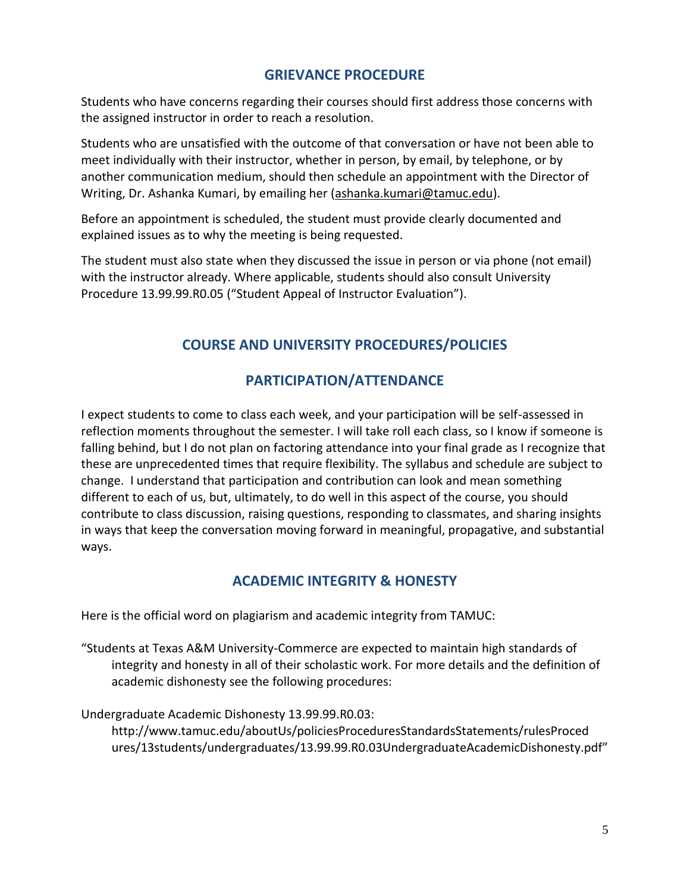## GRIEVANCE PROCEDURE

Students who have concerns regarding their courses should first address those concerns with the assigned instructor in order to reach a resolution.

Students who are unsatisfied with the outcome of that conversation or have not been able to meet individually with their instructor, whether in person, by email, by telephone, or by another communication medium, should then schedule an appointment with the Director of Writing, Dr. Ashanka Kumari, by emailing her (ashanka.kumari@tamuc.edu).

Before an appointment is scheduled, the student must provide clearly documented and explained issues as to why the meeting is being requested.

The student must also state when they discussed the issue in person or via phone (not email) with the instructor already. Where applicable, students should also consult University Procedure 13.99.99.R0.05 ("Student Appeal of Instructor Evaluation").

## COURSE AND UNIVERSITY PROCEDURES/POLICIES

## PARTICIPATION/ATTENDANCE

I expect students to come to class each week, and your participation will be self-assessed in reflection moments throughout the semester. I will take roll each class, so I know if someone is falling behind, but I do not plan on factoring attendance into your final grade as I recognize that these are unprecedented times that require flexibility. The syllabus and schedule are subject to change. I understand that participation and contribution can look and mean something different to each of us, but, ultimately, to do well in this aspect of the course, you should contribute to class discussion, raising questions, responding to classmates, and sharing insights in ways that keep the conversation moving forward in meaningful, propagative, and substantial ways.

## ACADEMIC INTEGRITY & HONESTY

Here is the official word on plagiarism and academic integrity from TAMUC:

"Students at Texas A&M University-Commerce are expected to maintain high standards of integrity and honesty in all of their scholastic work. For more details and the definition of academic dishonesty see the following procedures:

Undergraduate Academic Dishonesty 13.99.99.R0.03:
http://www.tamuc.edu/aboutUs/policiesProceduresStandardsStatements/rulesProcedures/13students/undergraduates/13.99.99.R0.03UndergraduateAcademicDishonesty.pdf"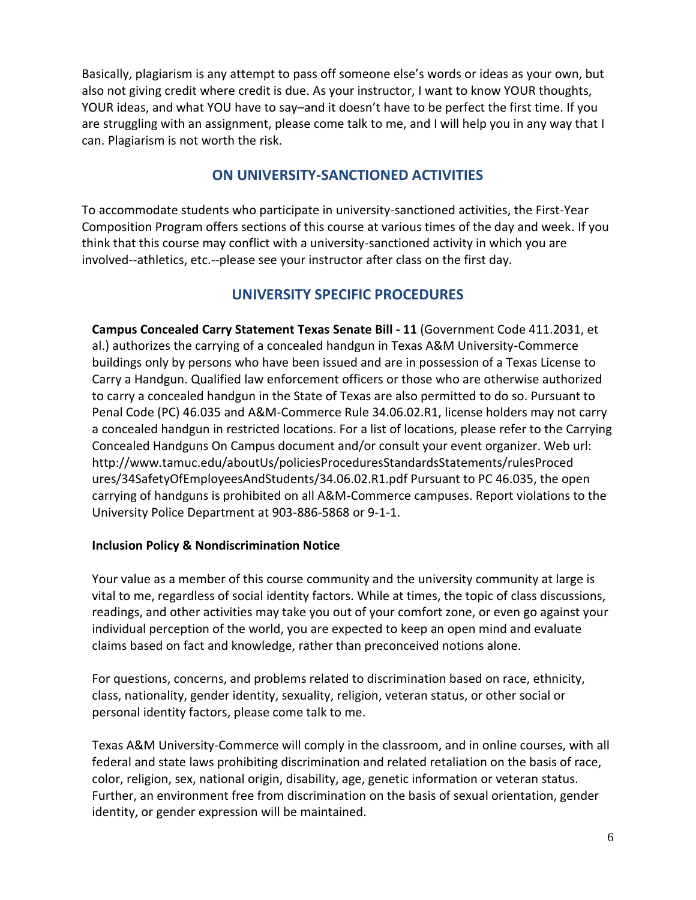Basically, plagiarism is any attempt to pass off someone else's words or ideas as your own, but also not giving credit where credit is due. As your instructor, I want to know YOUR thoughts, YOUR ideas, and what YOU have to say–and it doesn't have to be perfect the first time. If you are struggling with an assignment, please come talk to me, and I will help you in any way that I can. Plagiarism is not worth the risk.

## ON UNIVERSITY-SANCTIONED ACTIVITIES

To accommodate students who participate in university-sanctioned activities, the First-Year Composition Program offers sections of this course at various times of the day and week. If you think that this course may conflict with a university-sanctioned activity in which you are involved--athletics, etc.--please see your instructor after class on the first day.

## UNIVERSITY SPECIFIC PROCEDURES

**Campus Concealed Carry Statement Texas Senate Bill - 11** (Government Code 411.2031, et al.) authorizes the carrying of a concealed handgun in Texas A&M University-Commerce buildings only by persons who have been issued and are in possession of a Texas License to Carry a Handgun. Qualified law enforcement officers or those who are otherwise authorized to carry a concealed handgun in the State of Texas are also permitted to do so. Pursuant to Penal Code (PC) 46.035 and A&M-Commerce Rule 34.06.02.R1, license holders may not carry a concealed handgun in restricted locations. For a list of locations, please refer to the Carrying Concealed Handguns On Campus document and/or consult your event organizer. Web url: http://www.tamuc.edu/aboutUs/policiesProceduresStandardsStatements/rulesProcedures/34SafetyOfEmployeesAndStudents/34.06.02.R1.pdf Pursuant to PC 46.035, the open carrying of handguns is prohibited on all A&M-Commerce campuses. Report violations to the University Police Department at 903-886-5868 or 9-1-1.

**Inclusion Policy & Nondiscrimination Notice**

Your value as a member of this course community and the university community at large is vital to me, regardless of social identity factors. While at times, the topic of class discussions, readings, and other activities may take you out of your comfort zone, or even go against your individual perception of the world, you are expected to keep an open mind and evaluate claims based on fact and knowledge, rather than preconceived notions alone.

For questions, concerns, and problems related to discrimination based on race, ethnicity, class, nationality, gender identity, sexuality, religion, veteran status, or other social or personal identity factors, please come talk to me.

Texas A&M University-Commerce will comply in the classroom, and in online courses, with all federal and state laws prohibiting discrimination and related retaliation on the basis of race, color, religion, sex, national origin, disability, age, genetic information or veteran status. Further, an environment free from discrimination on the basis of sexual orientation, gender identity, or gender expression will be maintained.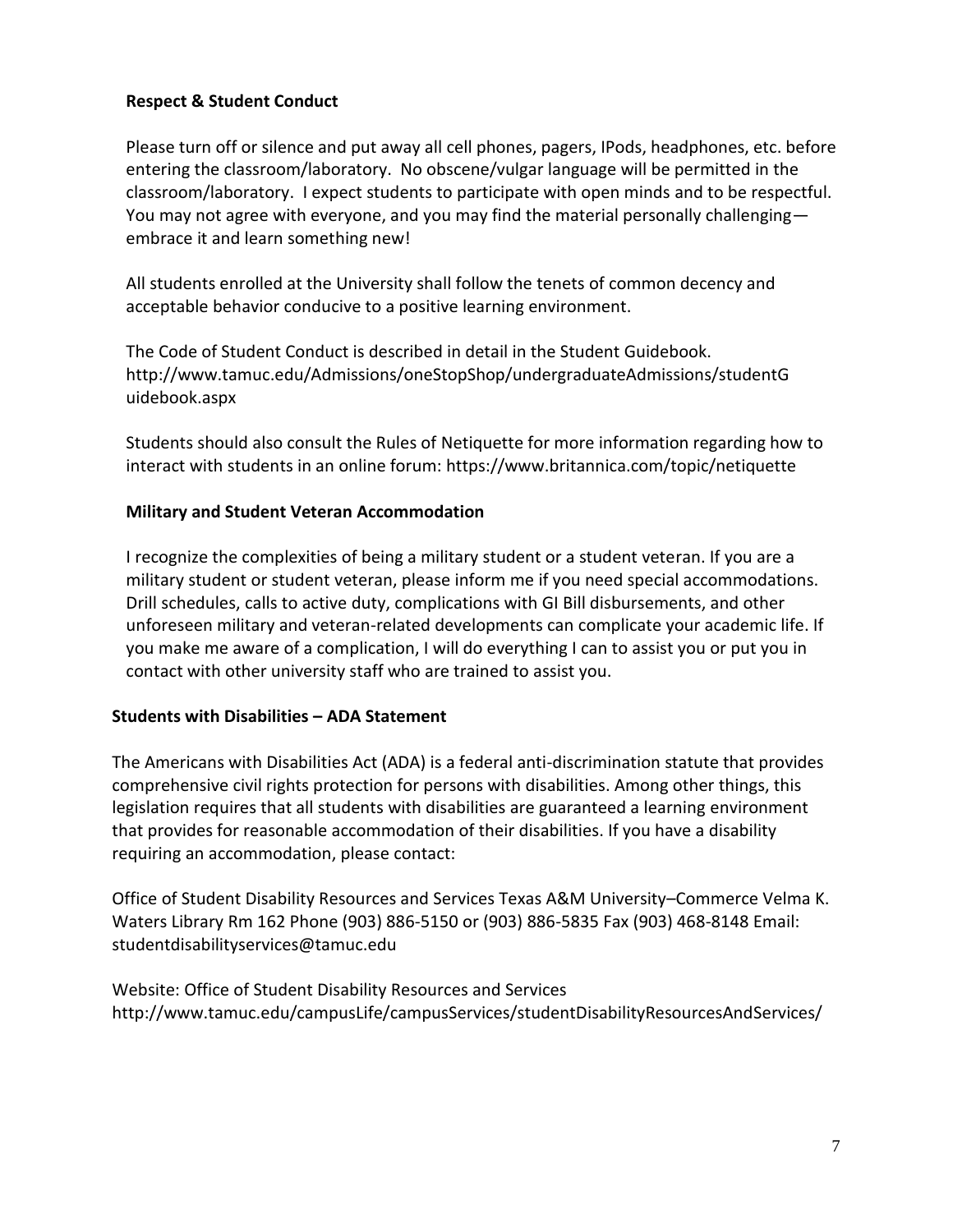### Respect & Student Conduct

Please turn off or silence and put away all cell phones, pagers, IPods, headphones, etc. before entering the classroom/laboratory. No obscene/vulgar language will be permitted in the classroom/laboratory. I expect students to participate with open minds and to be respectful. You may not agree with everyone, and you may find the material personally challenging—embrace it and learn something new!

All students enrolled at the University shall follow the tenets of common decency and acceptable behavior conducive to a positive learning environment.

The Code of Student Conduct is described in detail in the Student Guidebook. http://www.tamuc.edu/Admissions/oneStopShop/undergraduateAdmissions/studentGuidebook.aspx

Students should also consult the Rules of Netiquette for more information regarding how to interact with students in an online forum: https://www.britannica.com/topic/netiquette

### Military and Student Veteran Accommodation

I recognize the complexities of being a military student or a student veteran. If you are a military student or student veteran, please inform me if you need special accommodations. Drill schedules, calls to active duty, complications with GI Bill disbursements, and other unforeseen military and veteran-related developments can complicate your academic life. If you make me aware of a complication, I will do everything I can to assist you or put you in contact with other university staff who are trained to assist you.

### Students with Disabilities – ADA Statement

The Americans with Disabilities Act (ADA) is a federal anti-discrimination statute that provides comprehensive civil rights protection for persons with disabilities. Among other things, this legislation requires that all students with disabilities are guaranteed a learning environment that provides for reasonable accommodation of their disabilities. If you have a disability requiring an accommodation, please contact:

Office of Student Disability Resources and Services Texas A&M University–Commerce Velma K. Waters Library Rm 162 Phone (903) 886-5150 or (903) 886-5835 Fax (903) 468-8148 Email: studentdisabilityservices@tamuc.edu

Website: Office of Student Disability Resources and Services http://www.tamuc.edu/campusLife/campusServices/studentDisabilityResourcesAndServices/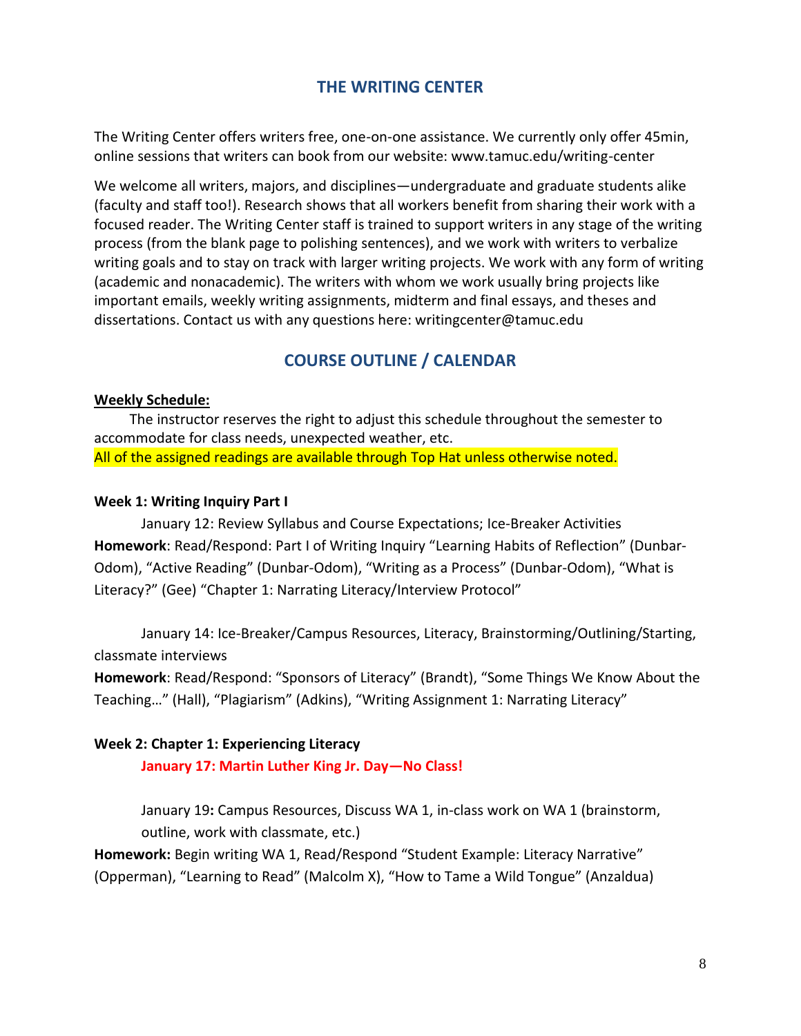## THE WRITING CENTER

The Writing Center offers writers free, one-on-one assistance. We currently only offer 45min, online sessions that writers can book from our website: www.tamuc.edu/writing-center

We welcome all writers, majors, and disciplines—undergraduate and graduate students alike (faculty and staff too!). Research shows that all workers benefit from sharing their work with a focused reader. The Writing Center staff is trained to support writers in any stage of the writing process (from the blank page to polishing sentences), and we work with writers to verbalize writing goals and to stay on track with larger writing projects. We work with any form of writing (academic and nonacademic). The writers with whom we work usually bring projects like important emails, weekly writing assignments, midterm and final essays, and theses and dissertations. Contact us with any questions here: writingcenter@tamuc.edu

## COURSE OUTLINE / CALENDAR

**Weekly Schedule:**

The instructor reserves the right to adjust this schedule throughout the semester to accommodate for class needs, unexpected weather, etc.

All of the assigned readings are available through Top Hat unless otherwise noted.

**Week 1: Writing Inquiry Part I**

January 12: Review Syllabus and Course Expectations; Ice-Breaker Activities

**Homework**: Read/Respond: Part I of Writing Inquiry "Learning Habits of Reflection" (Dunbar-Odom), "Active Reading" (Dunbar-Odom), "Writing as a Process" (Dunbar-Odom), "What is Literacy?" (Gee) "Chapter 1: Narrating Literacy/Interview Protocol"

January 14: Ice-Breaker/Campus Resources, Literacy, Brainstorming/Outlining/Starting, classmate interviews

**Homework**: Read/Respond: "Sponsors of Literacy" (Brandt), "Some Things We Know About the Teaching…" (Hall), "Plagiarism" (Adkins), "Writing Assignment 1: Narrating Literacy"

**Week 2: Chapter 1: Experiencing Literacy**

**January 17: Martin Luther King Jr. Day—No Class!**

January 19**:** Campus Resources, Discuss WA 1, in-class work on WA 1 (brainstorm, outline, work with classmate, etc.)

**Homework:** Begin writing WA 1, Read/Respond "Student Example: Literacy Narrative" (Opperman), "Learning to Read" (Malcolm X), "How to Tame a Wild Tongue" (Anzaldua)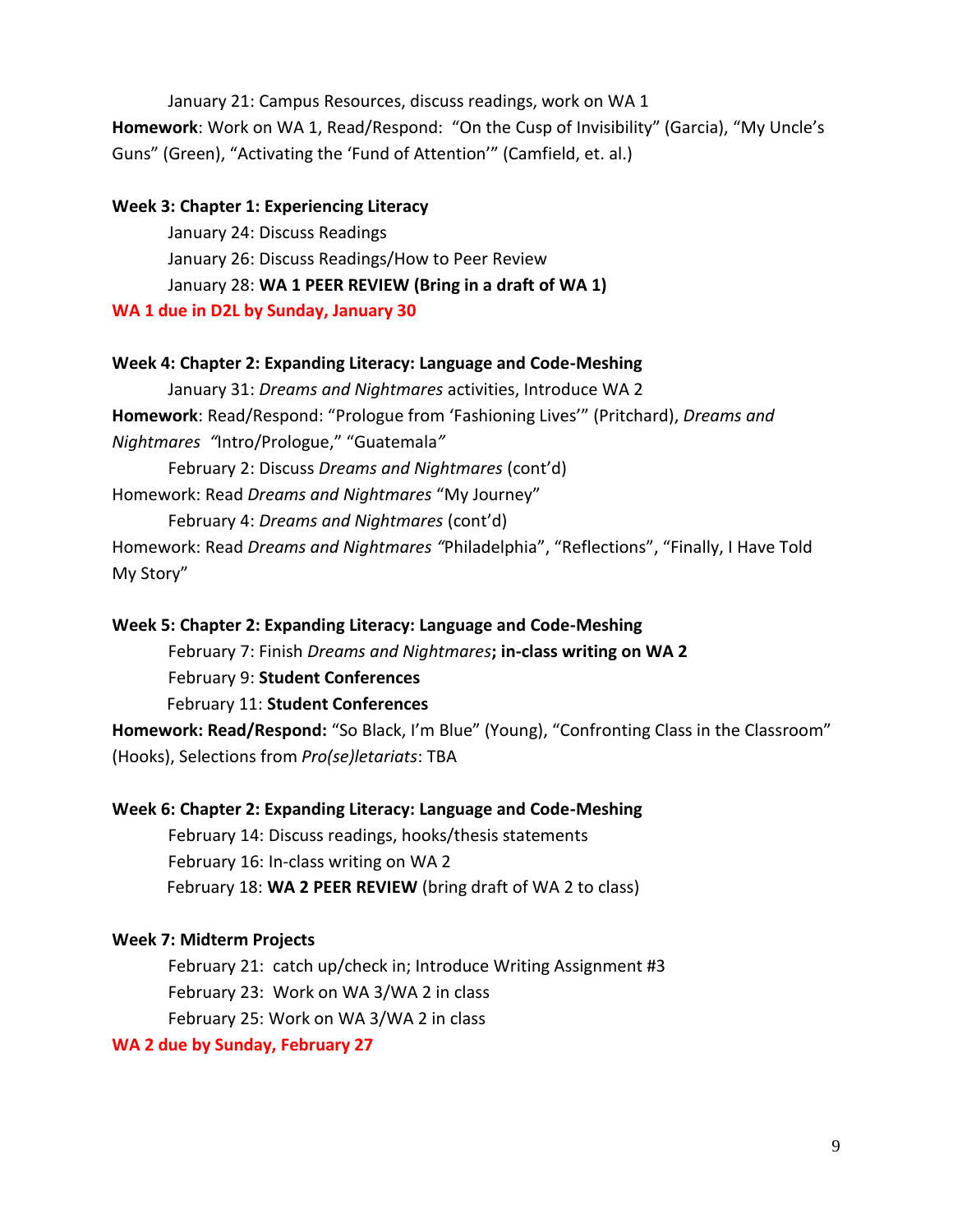January 21: Campus Resources, discuss readings, work on WA 1

**Homework**: Work on WA 1, Read/Respond: "On the Cusp of Invisibility" (Garcia), "My Uncle's Guns" (Green), "Activating the 'Fund of Attention'" (Camfield, et. al.)

**Week 3: Chapter 1: Experiencing Literacy**

January 24: Discuss Readings

January 26: Discuss Readings/How to Peer Review

January 28: **WA 1 PEER REVIEW (Bring in a draft of WA 1)**

**WA 1 due in D2L by Sunday, January 30**

**Week 4: Chapter 2: Expanding Literacy: Language and Code-Meshing**

January 31: *Dreams and Nightmares* activities, Introduce WA 2

**Homework**: Read/Respond: "Prologue from 'Fashioning Lives'" (Pritchard), *Dreams and Nightmares "*Intro/Prologue," "Guatemala*"*

February 2: Discuss *Dreams and Nightmares* (cont'd)

Homework: Read *Dreams and Nightmares* "My Journey"

February 4: *Dreams and Nightmares* (cont'd)

Homework: Read *Dreams and Nightmares "*Philadelphia", "Reflections", "Finally, I Have Told My Story"

**Week 5: Chapter 2: Expanding Literacy: Language and Code-Meshing**

February 7: Finish *Dreams and Nightmares***; in-class writing on WA 2**

February 9: **Student Conferences**

February 11: **Student Conferences**

**Homework: Read/Respond:** "So Black, I'm Blue" (Young), "Confronting Class in the Classroom" (Hooks), Selections from *Pro(se)letariats*: TBA

**Week 6: Chapter 2: Expanding Literacy: Language and Code-Meshing**

February 14: Discuss readings, hooks/thesis statements

February 16: In-class writing on WA 2

February 18: **WA 2 PEER REVIEW** (bring draft of WA 2 to class)

**Week 7: Midterm Projects**

February 21: catch up/check in; Introduce Writing Assignment #3

February 23: Work on WA 3/WA 2 in class

February 25: Work on WA 3/WA 2 in class

**WA 2 due by Sunday, February 27**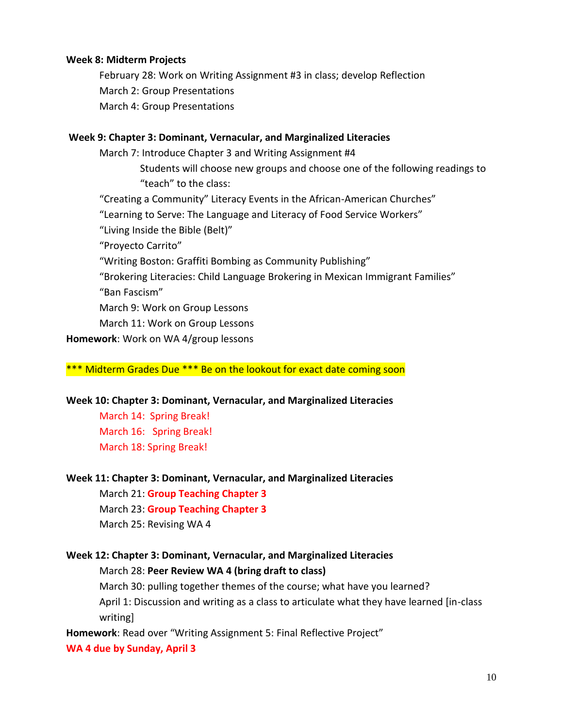**Week 8: Midterm Projects**

February 28: Work on Writing Assignment #3 in class; develop Reflection

March 2: Group Presentations

March 4: Group Presentations

**Week 9: Chapter 3: Dominant, Vernacular, and Marginalized Literacies**

March 7: Introduce Chapter 3 and Writing Assignment #4

Students will choose new groups and choose one of the following readings to "teach" to the class:

"Creating a Community" Literacy Events in the African-American Churches"

"Learning to Serve: The Language and Literacy of Food Service Workers"

"Living Inside the Bible (Belt)"

"Proyecto Carrito"

"Writing Boston: Graffiti Bombing as Community Publishing"

"Brokering Literacies: Child Language Brokering in Mexican Immigrant Families"

"Ban Fascism"

March 9: Work on Group Lessons

March 11: Work on Group Lessons

**Homework**: Work on WA 4/group lessons

*** Midterm Grades Due *** Be on the lookout for exact date coming soon

**Week 10: Chapter 3: Dominant, Vernacular, and Marginalized Literacies**

March 14: Spring Break!

March 16: Spring Break!

March 18: Spring Break!

**Week 11: Chapter 3: Dominant, Vernacular, and Marginalized Literacies**

March 21: **Group Teaching Chapter 3**

March 23: **Group Teaching Chapter 3**

March 25: Revising WA 4

**Week 12: Chapter 3: Dominant, Vernacular, and Marginalized Literacies**

March 28: **Peer Review WA 4 (bring draft to class)**

March 30: pulling together themes of the course; what have you learned?

April 1: Discussion and writing as a class to articulate what they have learned [in-class writing]

**Homework**: Read over "Writing Assignment 5: Final Reflective Project"

**WA 4 due by Sunday, April 3**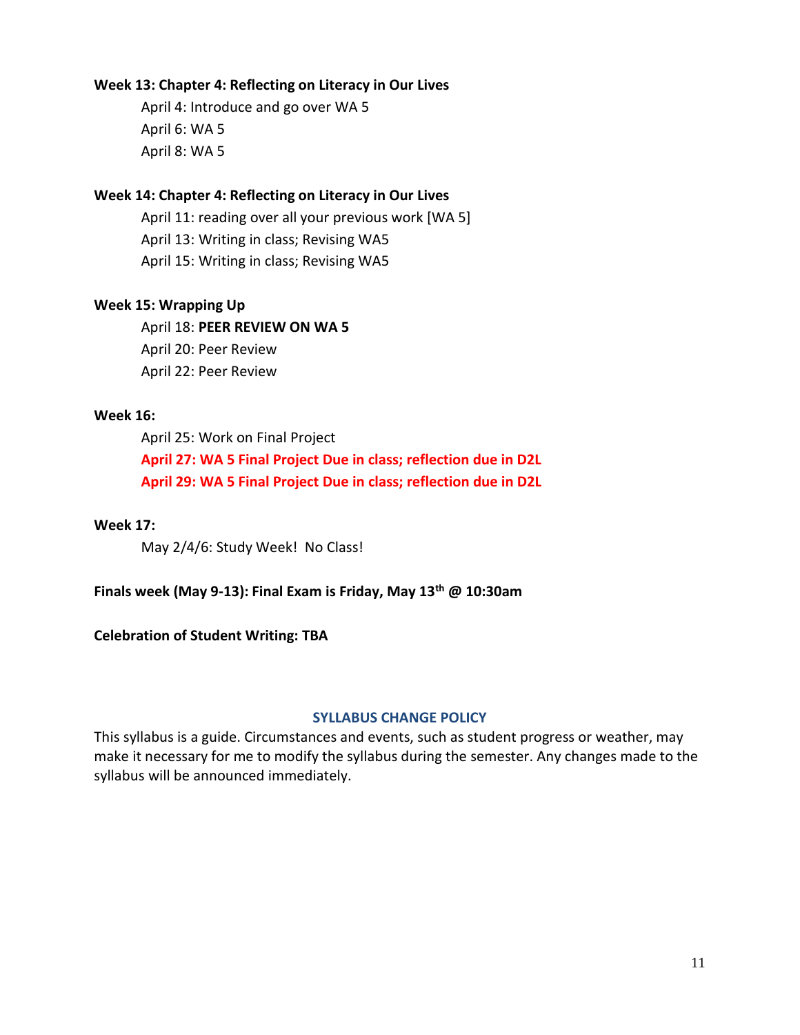**Week 13: Chapter 4: Reflecting on Literacy in Our Lives**

April 4: Introduce and go over WA 5
April 6: WA 5
April 8: WA 5

**Week 14: Chapter 4: Reflecting on Literacy in Our Lives**

April 11: reading over all your previous work [WA 5]
April 13: Writing in class; Revising WA5
April 15: Writing in class; Revising WA5

**Week 15: Wrapping Up**

April 18: **PEER REVIEW ON WA 5**
April 20: Peer Review
April 22: Peer Review

**Week 16:**

April 25: Work on Final Project
**April 27: WA 5 Final Project Due in class; reflection due in D2L**
**April 29: WA 5 Final Project Due in class; reflection due in D2L**

**Week 17:**

May 2/4/6: Study Week! No Class!

**Finals week (May 9-13): Final Exam is Friday, May 13th @ 10:30am**

**Celebration of Student Writing: TBA**

## SYLLABUS CHANGE POLICY

This syllabus is a guide. Circumstances and events, such as student progress or weather, may make it necessary for me to modify the syllabus during the semester. Any changes made to the syllabus will be announced immediately.